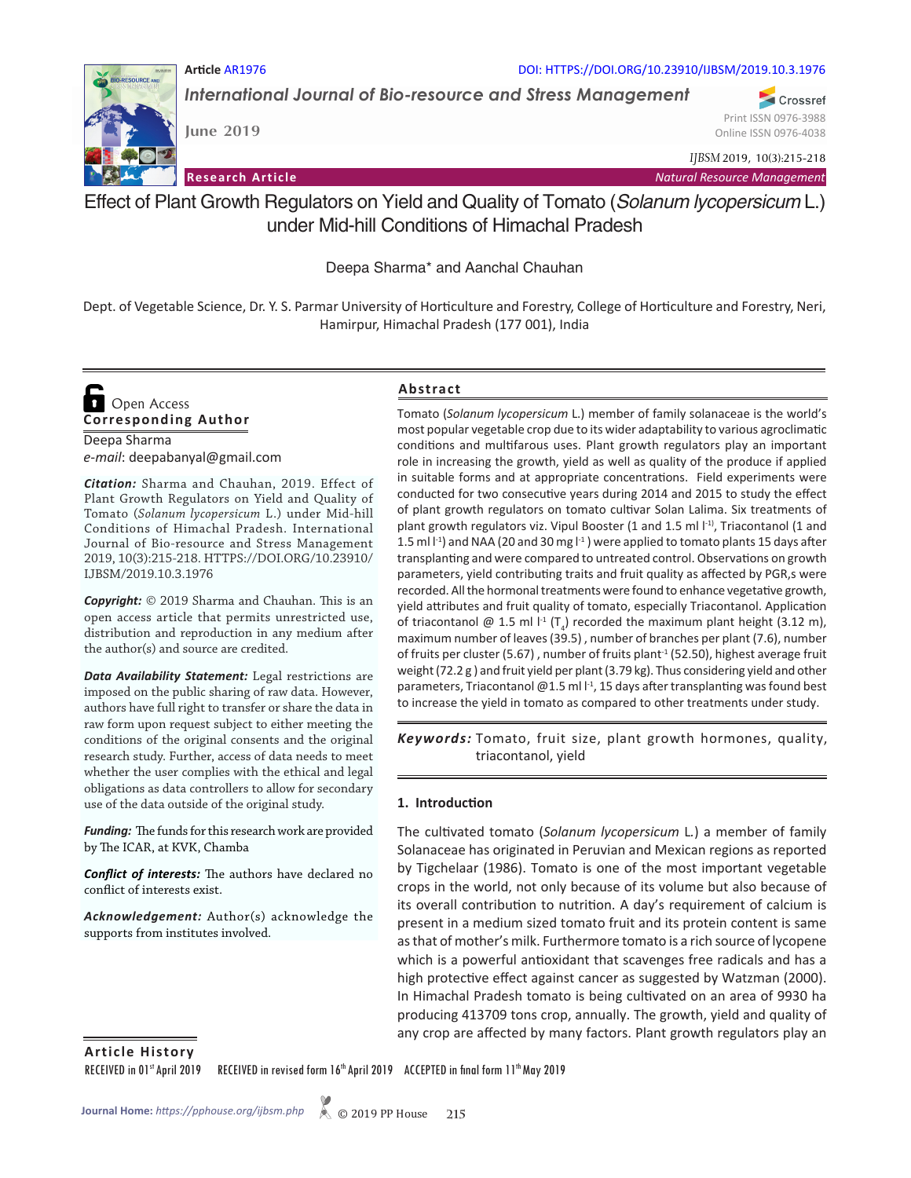Article AR1976

DOI: HTTPS://DOI.ORG/10.23910/IJBSM/2019.10.3.1976

*International Journal of Bio-resource and Stress Management*

June 2019

Print ISSN 0976-3988
Online ISSN 0976-4038

*IJBSM* 2019, 10(3):215-218

**Research Article** — *Natural Resource Management*

# Effect of Plant Growth Regulators on Yield and Quality of Tomato (*Solanum lycopersicum* L.) under Mid-hill Conditions of Himachal Pradesh

Deepa Sharma* and Aanchal Chauhan

Dept. of Vegetable Science, Dr. Y. S. Parmar University of Horticulture and Forestry, College of Horticulture and Forestry, Neri, Hamirpur, Himachal Pradesh (177 001), India

Open Access

**Corresponding Author**

Deepa Sharma
*e-mail*: deepabanyal@gmail.com

***Citation:*** Sharma and Chauhan, 2019. Effect of Plant Growth Regulators on Yield and Quality of Tomato (*Solanum lycopersicum* L.) under Mid-hill Conditions of Himachal Pradesh. International Journal of Bio-resource and Stress Management 2019, 10(3):215-218. HTTPS://DOI.ORG/10.23910/IJBSM/2019.10.3.1976

***Copyright:*** © 2019 Sharma and Chauhan. This is an open access article that permits unrestricted use, distribution and reproduction in any medium after the author(s) and source are credited.

***Data Availability Statement:*** Legal restrictions are imposed on the public sharing of raw data. However, authors have full right to transfer or share the data in raw form upon request subject to either meeting the conditions of the original consents and the original research study. Further, access of data needs to meet whether the user complies with the ethical and legal obligations as data controllers to allow for secondary use of the data outside of the original study.

***Funding:*** The funds for this research work are provided by The ICAR, at KVK, Chamba

***Conflict of interests:*** The authors have declared no conflict of interests exist.

***Acknowledgement:*** Author(s) acknowledge the supports from institutes involved.

## Abstract

Tomato (*Solanum lycopersicum* L.) member of family solanaceae is the world's most popular vegetable crop due to its wider adaptability to various agroclimatic conditions and multifarous uses. Plant growth regulators play an important role in increasing the growth, yield as well as quality of the produce if applied in suitable forms and at appropriate concentrations. Field experiments were conducted for two consecutive years during 2014 and 2015 to study the effect of plant growth regulators on tomato cultivar Solan Lalima. Six treatments of plant growth regulators viz. Vipul Booster (1 and 1.5 ml $l^{-1}$), Triacontanol (1 and 1.5 ml $l^{-1}$) and NAA (20 and 30 mg $l^{-1}$) were applied to tomato plants 15 days after transplanting and were compared to untreated control. Observations on growth parameters, yield contributing traits and fruit quality as affected by PGR,s were recorded. All the hormonal treatments were found to enhance vegetative growth, yield attributes and fruit quality of tomato, especially Triacontanol. Application of triacontanol @ 1.5 ml $l^{-1}$ ($T_4$) recorded the maximum plant height (3.12 m), maximum number of leaves (39.5) , number of branches per plant (7.6), number of fruits per cluster (5.67) , number of fruits plant$^{-1}$ (52.50), highest average fruit weight (72.2 g ) and fruit yield per plant (3.79 kg). Thus considering yield and other parameters, Triacontanol @1.5 ml $l^{-1}$, 15 days after transplanting was found best to increase the yield in tomato as compared to other treatments under study.

***Keywords:*** Tomato, fruit size, plant growth hormones, quality, triacontanol, yield

## 1. Introduction

The cultivated tomato (*Solanum lycopersicum* L.) a member of family Solanaceae has originated in Peruvian and Mexican regions as reported by Tigchelaar (1986). Tomato is one of the most important vegetable crops in the world, not only because of its volume but also because of its overall contribution to nutrition. A day's requirement of calcium is present in a medium sized tomato fruit and its protein content is same as that of mother's milk. Furthermore tomato is a rich source of lycopene which is a powerful antioxidant that scavenges free radicals and has a high protective effect against cancer as suggested by Watzman (2000). In Himachal Pradesh tomato is being cultivated on an area of 9930 ha producing 413709 tons crop, annually. The growth, yield and quality of any crop are affected by many factors. Plant growth regulators play an

**Article History**

RECEIVED in 01st April 2019 RECEIVED in revised form 16th April 2019 ACCEPTED in final form 11th May 2019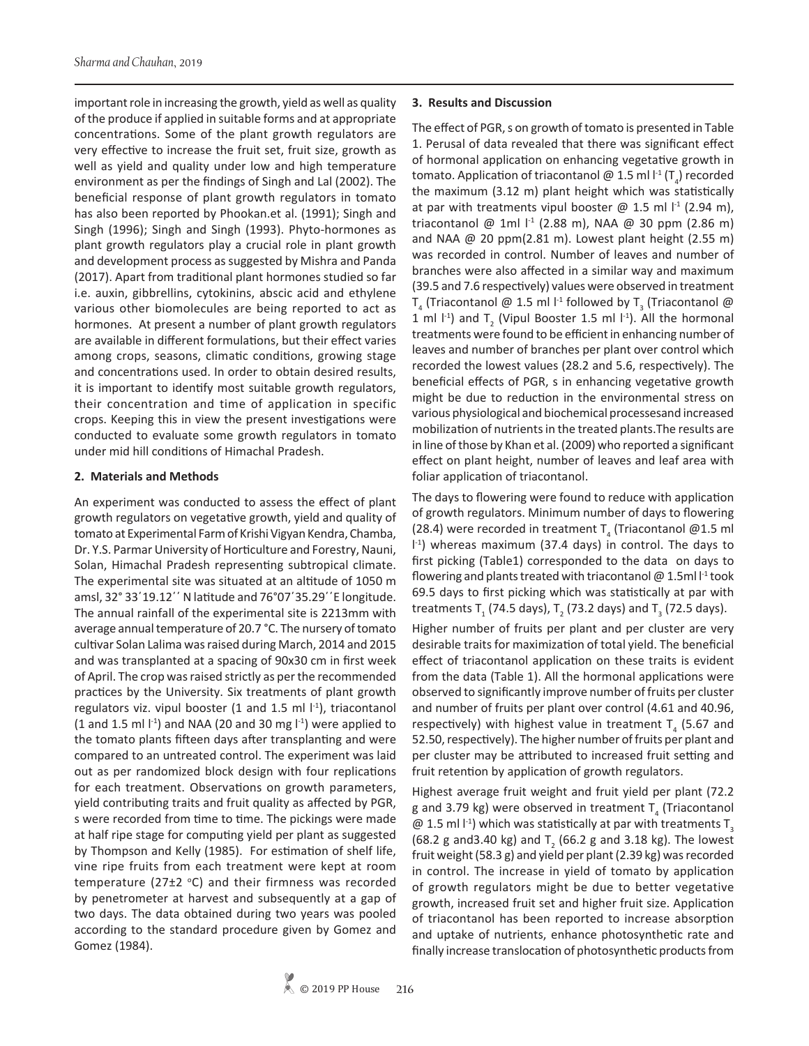important role in increasing the growth, yield as well as quality of the produce if applied in suitable forms and at appropriate concentrations. Some of the plant growth regulators are very effective to increase the fruit set, fruit size, growth as well as yield and quality under low and high temperature environment as per the findings of Singh and Lal (2002). The beneficial response of plant growth regulators in tomato has also been reported by Phookan.et al. (1991); Singh and Singh (1996); Singh and Singh (1993). Phyto-hormones as plant growth regulators play a crucial role in plant growth and development process as suggested by Mishra and Panda (2017). Apart from traditional plant hormones studied so far i.e. auxin, gibberellins, cytokinins, abscic acid and ethylene various other biomolecules are being reported to act as hormones. At present a number of plant growth regulators are available in different formulations, but their effect varies among crops, seasons, climatic conditions, growing stage and concentrations used. In order to obtain desired results, it is important to identify most suitable growth regulators, their concentration and time of application in specific crops. Keeping this in view the present investigations were conducted to evaluate some growth regulators in tomato under mid hill conditions of Himachal Pradesh.

## 2. Materials and Methods

An experiment was conducted to assess the effect of plant growth regulators on vegetative growth, yield and quality of tomato at Experimental Farm of Krishi Vigyan Kendra, Chamba, Dr. Y.S. Parmar University of Horticulture and Forestry, Nauni, Solan, Himachal Pradesh representing subtropical climate. The experimental site was situated at an altitude of 1050 m amsl, 32° 33´19.12´´ N latitude and 76°07´35.29´´E longitude. The annual rainfall of the experimental site is 2213mm with average annual temperature of 20.7 °C. The nursery of tomato cultivar Solan Lalima was raised during March, 2014 and 2015 and was transplanted at a spacing of 90x30 cm in first week of April. The crop was raised strictly as per the recommended practices by the University. Six treatments of plant growth regulators viz. vipul booster (1 and 1.5 ml $l^{-1}$), triacontanol (1 and 1.5 ml $l^{-1}$) and NAA (20 and 30 mg $l^{-1}$) were applied to the tomato plants fifteen days after transplanting and were compared to an untreated control. The experiment was laid out as per randomized block design with four replications for each treatment. Observations on growth parameters, yield contributing traits and fruit quality as affected by PGR, s were recorded from time to time. The pickings were made at half ripe stage for computing yield per plant as suggested by Thompson and Kelly (1985). For estimation of shelf life, vine ripe fruits from each treatment were kept at room temperature (27±2 °C) and their firmness was recorded by penetrometer at harvest and subsequently at a gap of two days. The data obtained during two years was pooled according to the standard procedure given by Gomez and Gomez (1984).

## 3. Results and Discussion

The effect of PGR, s on growth of tomato is presented in Table 1. Perusal of data revealed that there was significant effect of hormonal application on enhancing vegetative growth in tomato. Application of triacontanol @ 1.5 ml $l^{-1}$ ($T_4$) recorded the maximum (3.12 m) plant height which was statistically at par with treatments vipul booster @ 1.5 ml $l^{-1}$ (2.94 m), triacontanol @ 1ml $l^{-1}$ (2.88 m), NAA @ 30 ppm (2.86 m) and NAA @ 20 ppm(2.81 m). Lowest plant height (2.55 m) was recorded in control. Number of leaves and number of branches were also affected in a similar way and maximum (39.5 and 7.6 respectively) values were observed in treatment $T_4$ (Triacontanol @ 1.5 ml $l^{-1}$ followed by $T_3$ (Triacontanol @ 1 ml $l^{-1}$) and $T_2$ (Vipul Booster 1.5 ml $l^{-1}$). All the hormonal treatments were found to be efficient in enhancing number of leaves and number of branches per plant over control which recorded the lowest values (28.2 and 5.6, respectively). The beneficial effects of PGR, s in enhancing vegetative growth might be due to reduction in the environmental stress on various physiological and biochemical processesand increased mobilization of nutrients in the treated plants.The results are in line of those by Khan et al. (2009) who reported a significant effect on plant height, number of leaves and leaf area with foliar application of triacontanol.

The days to flowering were found to reduce with application of growth regulators. Minimum number of days to flowering (28.4) were recorded in treatment $T_4$ (Triacontanol @1.5 ml $l^{-1}$) whereas maximum (37.4 days) in control. The days to first picking (Table1) corresponded to the data on days to flowering and plants treated with triacontanol @ 1.5ml $l^{-1}$ took 69.5 days to first picking which was statistically at par with treatments $T_1$ (74.5 days), $T_2$ (73.2 days) and $T_3$ (72.5 days).

Higher number of fruits per plant and per cluster are very desirable traits for maximization of total yield. The beneficial effect of triacontanol application on these traits is evident from the data (Table 1). All the hormonal applications were observed to significantly improve number of fruits per cluster and number of fruits per plant over control (4.61 and 40.96, respectively) with highest value in treatment $T_4$ (5.67 and 52.50, respectively). The higher number of fruits per plant and per cluster may be attributed to increased fruit setting and fruit retention by application of growth regulators.

Highest average fruit weight and fruit yield per plant (72.2 g and 3.79 kg) were observed in treatment $T_4$ (Triacontanol @ 1.5 ml $l^{-1}$) which was statistically at par with treatments $T_3$ (68.2 g and3.40 kg) and $T_2$ (66.2 g and 3.18 kg). The lowest fruit weight (58.3 g) and yield per plant (2.39 kg) was recorded in control. The increase in yield of tomato by application of growth regulators might be due to better vegetative growth, increased fruit set and higher fruit size. Application of triacontanol has been reported to increase absorption and uptake of nutrients, enhance photosynthetic rate and finally increase translocation of photosynthetic products from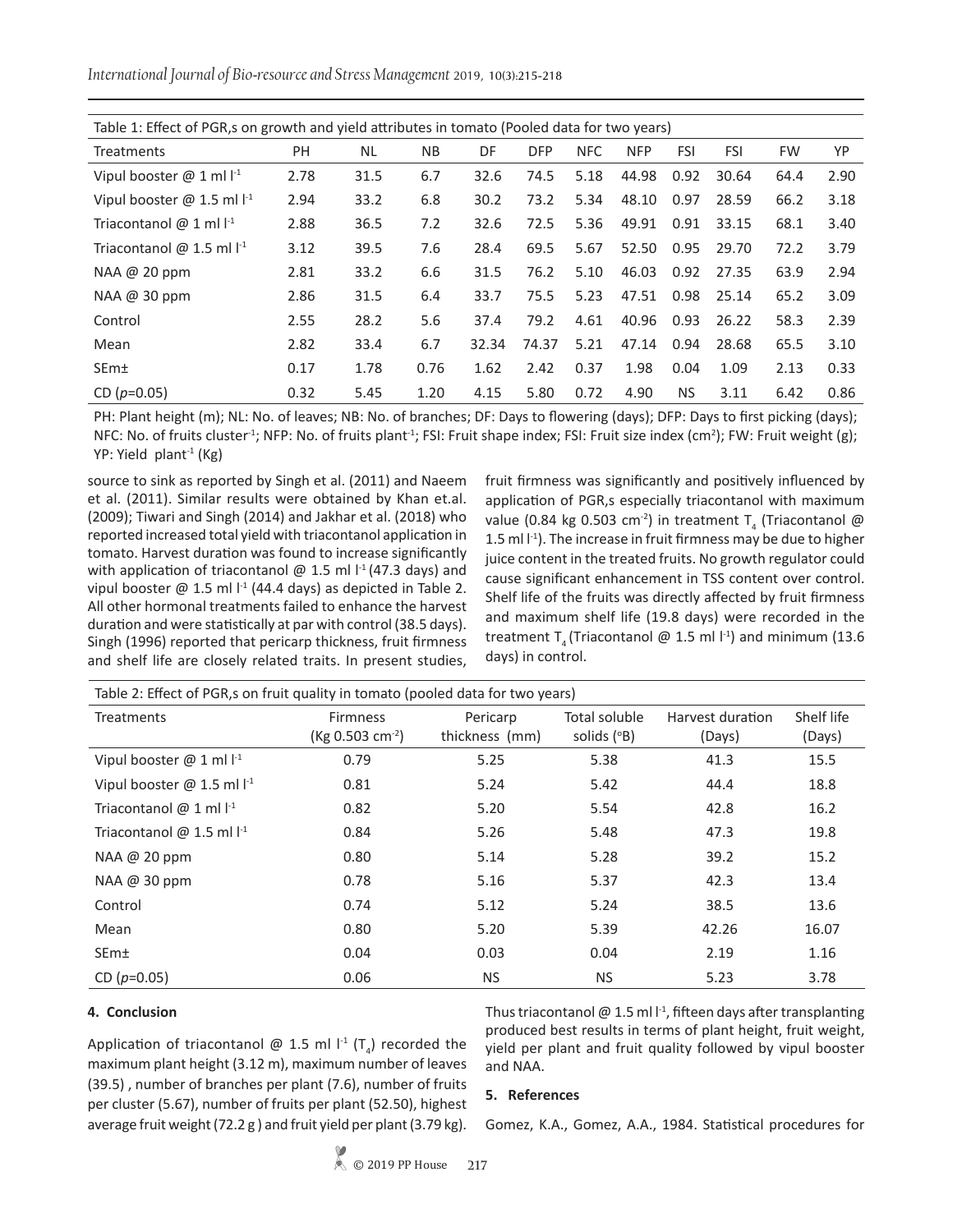Table 1: Effect of PGR,s on growth and yield attributes in tomato (Pooled data for two years)

| Treatments | PH | NL | NB | DF | DFP | NFC | NFP | FSI | FSI | FW | YP |
|---|---|---|---|---|---|---|---|---|---|---|---|
| Vipul booster @ 1 ml $l^{-1}$ | 2.78 | 31.5 | 6.7 | 32.6 | 74.5 | 5.18 | 44.98 | 0.92 | 30.64 | 64.4 | 2.90 |
| Vipul booster @ 1.5 ml $l^{-1}$ | 2.94 | 33.2 | 6.8 | 30.2 | 73.2 | 5.34 | 48.10 | 0.97 | 28.59 | 66.2 | 3.18 |
| Triacontanol @ 1 ml $l^{-1}$ | 2.88 | 36.5 | 7.2 | 32.6 | 72.5 | 5.36 | 49.91 | 0.91 | 33.15 | 68.1 | 3.40 |
| Triacontanol @ 1.5 ml $l^{-1}$ | 3.12 | 39.5 | 7.6 | 28.4 | 69.5 | 5.67 | 52.50 | 0.95 | 29.70 | 72.2 | 3.79 |
| NAA @ 20 ppm | 2.81 | 33.2 | 6.6 | 31.5 | 76.2 | 5.10 | 46.03 | 0.92 | 27.35 | 63.9 | 2.94 |
| NAA @ 30 ppm | 2.86 | 31.5 | 6.4 | 33.7 | 75.5 | 5.23 | 47.51 | 0.98 | 25.14 | 65.2 | 3.09 |
| Control | 2.55 | 28.2 | 5.6 | 37.4 | 79.2 | 4.61 | 40.96 | 0.93 | 26.22 | 58.3 | 2.39 |
| Mean | 2.82 | 33.4 | 6.7 | 32.34 | 74.37 | 5.21 | 47.14 | 0.94 | 28.68 | 65.5 | 3.10 |
| SEm± | 0.17 | 1.78 | 0.76 | 1.62 | 2.42 | 0.37 | 1.98 | 0.04 | 1.09 | 2.13 | 0.33 |
| CD (*p*=0.05) | 0.32 | 5.45 | 1.20 | 4.15 | 5.80 | 0.72 | 4.90 | NS | 3.11 | 6.42 | 0.86 |

PH: Plant height (m); NL: No. of leaves; NB: No. of branches; DF: Days to flowering (days); DFP: Days to first picking (days); NFC: No. of fruits cluster$^{-1}$; NFP: No. of fruits plant$^{-1}$; FSI: Fruit shape index; FSI: Fruit size index (cm$^2$); FW: Fruit weight (g); YP: Yield plant$^{-1}$ (Kg)

source to sink as reported by Singh et al. (2011) and Naeem et al. (2011). Similar results were obtained by Khan et.al. (2009); Tiwari and Singh (2014) and Jakhar et al. (2018) who reported increased total yield with triacontanol application in tomato. Harvest duration was found to increase significantly with application of triacontanol @ 1.5 ml $l^{-1}$ (47.3 days) and vipul booster @ 1.5 ml $l^{-1}$ (44.4 days) as depicted in Table 2. All other hormonal treatments failed to enhance the harvest duration and were statistically at par with control (38.5 days). Singh (1996) reported that pericarp thickness, fruit firmness and shelf life are closely related traits. In present studies, fruit firmness was significantly and positively influenced by application of PGR,s especially triacontanol with maximum value (0.84 kg 0.503 cm$^{-2}$) in treatment $T_4$ (Triacontanol @ 1.5 ml $l^{-1}$). The increase in fruit firmness may be due to higher juice content in the treated fruits. No growth regulator could cause significant enhancement in TSS content over control. Shelf life of the fruits was directly affected by fruit firmness and maximum shelf life (19.8 days) were recorded in the treatment $T_4$ (Triacontanol @ 1.5 ml $l^{-1}$) and minimum (13.6 days) in control.

Table 2: Effect of PGR,s on fruit quality in tomato (pooled data for two years)

| Treatments | Firmness (Kg 0.503 cm$^{-2}$) | Pericarp thickness (mm) | Total soluble solids (°B) | Harvest duration (Days) | Shelf life (Days) |
|---|---|---|---|---|---|
| Vipul booster @ 1 ml $l^{-1}$ | 0.79 | 5.25 | 5.38 | 41.3 | 15.5 |
| Vipul booster @ 1.5 ml $l^{-1}$ | 0.81 | 5.24 | 5.42 | 44.4 | 18.8 |
| Triacontanol @ 1 ml $l^{-1}$ | 0.82 | 5.20 | 5.54 | 42.8 | 16.2 |
| Triacontanol @ 1.5 ml $l^{-1}$ | 0.84 | 5.26 | 5.48 | 47.3 | 19.8 |
| NAA @ 20 ppm | 0.80 | 5.14 | 5.28 | 39.2 | 15.2 |
| NAA @ 30 ppm | 0.78 | 5.16 | 5.37 | 42.3 | 13.4 |
| Control | 0.74 | 5.12 | 5.24 | 38.5 | 13.6 |
| Mean | 0.80 | 5.20 | 5.39 | 42.26 | 16.07 |
| SEm± | 0.04 | 0.03 | 0.04 | 2.19 | 1.16 |
| CD (*p*=0.05) | 0.06 | NS | NS | 5.23 | 3.78 |

## 4. Conclusion

Application of triacontanol @ 1.5 ml $l^{-1}$ ($T_4$) recorded the maximum plant height (3.12 m), maximum number of leaves (39.5) , number of branches per plant (7.6), number of fruits per cluster (5.67), number of fruits per plant (52.50), highest average fruit weight (72.2 g ) and fruit yield per plant (3.79 kg). Thus triacontanol @ 1.5 ml $l^{-1}$, fifteen days after transplanting produced best results in terms of plant height, fruit weight, yield per plant and fruit quality followed by vipul booster and NAA.

## 5. References

Gomez, K.A., Gomez, A.A., 1984. Statistical procedures for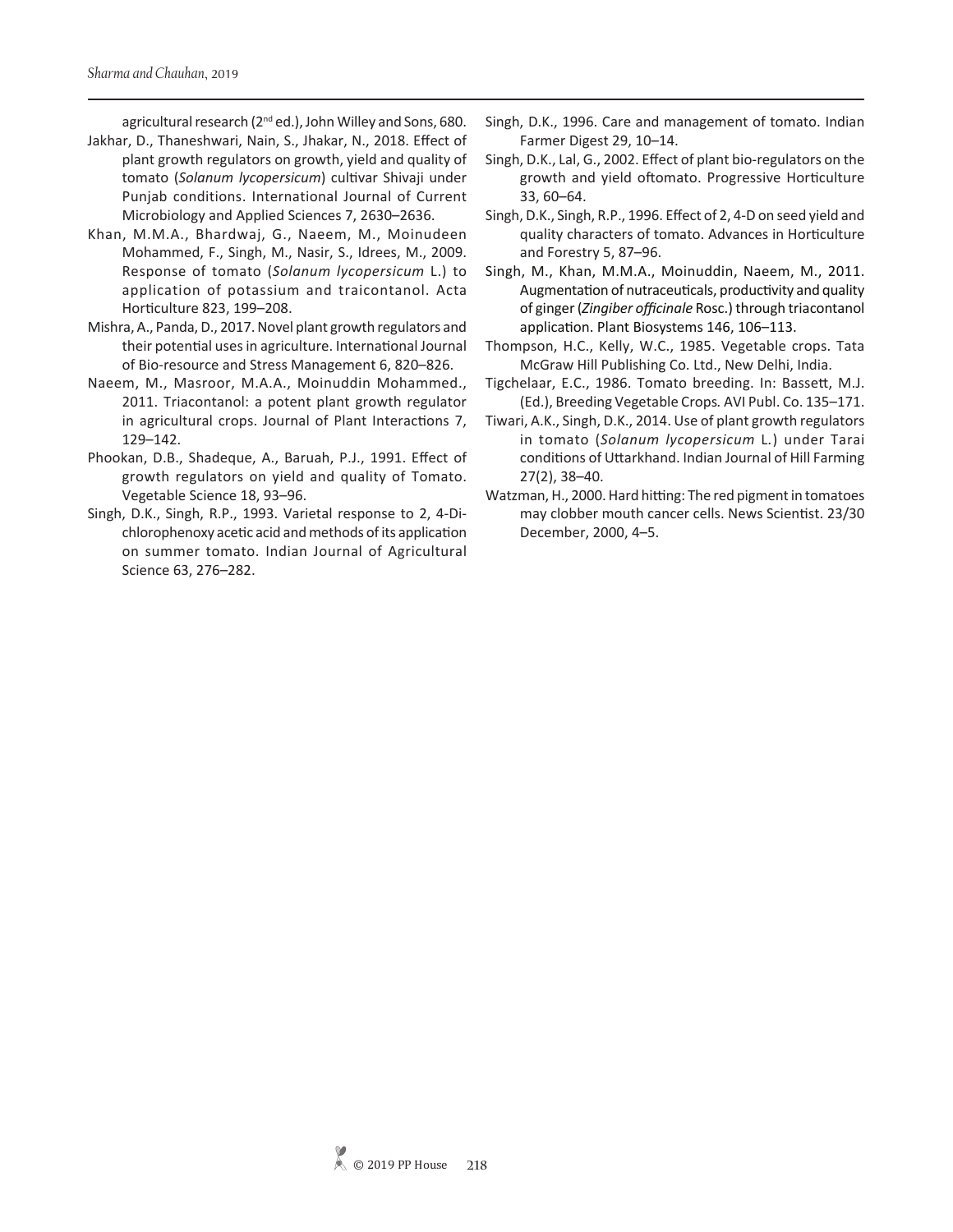agricultural research (2nd ed.), John Willey and Sons, 680.

Jakhar, D., Thaneshwari, Nain, S., Jhakar, N., 2018. Effect of plant growth regulators on growth, yield and quality of tomato (*Solanum lycopersicum*) cultivar Shivaji under Punjab conditions. International Journal of Current Microbiology and Applied Sciences 7, 2630–2636.

Khan, M.M.A., Bhardwaj, G., Naeem, M., Moinudeen Mohammed, F., Singh, M., Nasir, S., Idrees, M., 2009. Response of tomato (*Solanum lycopersicum* L.) to application of potassium and traicontanol. Acta Horticulture 823, 199–208.

Mishra, A., Panda, D., 2017. Novel plant growth regulators and their potential uses in agriculture. International Journal of Bio-resource and Stress Management 6, 820–826.

Naeem, M., Masroor, M.A.A., Moinuddin Mohammed., 2011. Triacontanol: a potent plant growth regulator in agricultural crops. Journal of Plant Interactions 7, 129–142.

Phookan, D.B., Shadeque, A., Baruah, P.J., 1991. Effect of growth regulators on yield and quality of Tomato. Vegetable Science 18, 93–96.

Singh, D.K., Singh, R.P., 1993. Varietal response to 2, 4-Dichlorophenoxy acetic acid and methods of its application on summer tomato. Indian Journal of Agricultural Science 63, 276–282.

Singh, D.K., 1996. Care and management of tomato. Indian Farmer Digest 29, 10–14.

Singh, D.K., Lal, G., 2002. Effect of plant bio-regulators on the growth and yield oftomato. Progressive Horticulture 33, 60–64.

Singh, D.K., Singh, R.P., 1996. Effect of 2, 4-D on seed yield and quality characters of tomato. Advances in Horticulture and Forestry 5, 87–96.

Singh, M., Khan, M.M.A., Moinuddin, Naeem, M., 2011. Augmentation of nutraceuticals, productivity and quality of ginger (*Zingiber officinale* Rosc.) through triacontanol application. Plant Biosystems 146, 106–113.

Thompson, H.C., Kelly, W.C., 1985. Vegetable crops. Tata McGraw Hill Publishing Co. Ltd., New Delhi, India.

Tigchelaar, E.C., 1986. Tomato breeding. In: Bassett, M.J. (Ed.), Breeding Vegetable Crops. AVI Publ. Co. 135–171.

Tiwari, A.K., Singh, D.K., 2014. Use of plant growth regulators in tomato (*Solanum lycopersicum* L.) under Tarai conditions of Uttarkhand. Indian Journal of Hill Farming 27(2), 38–40.

Watzman, H., 2000. Hard hitting: The red pigment in tomatoes may clobber mouth cancer cells. News Scientist. 23/30 December, 2000, 4–5.